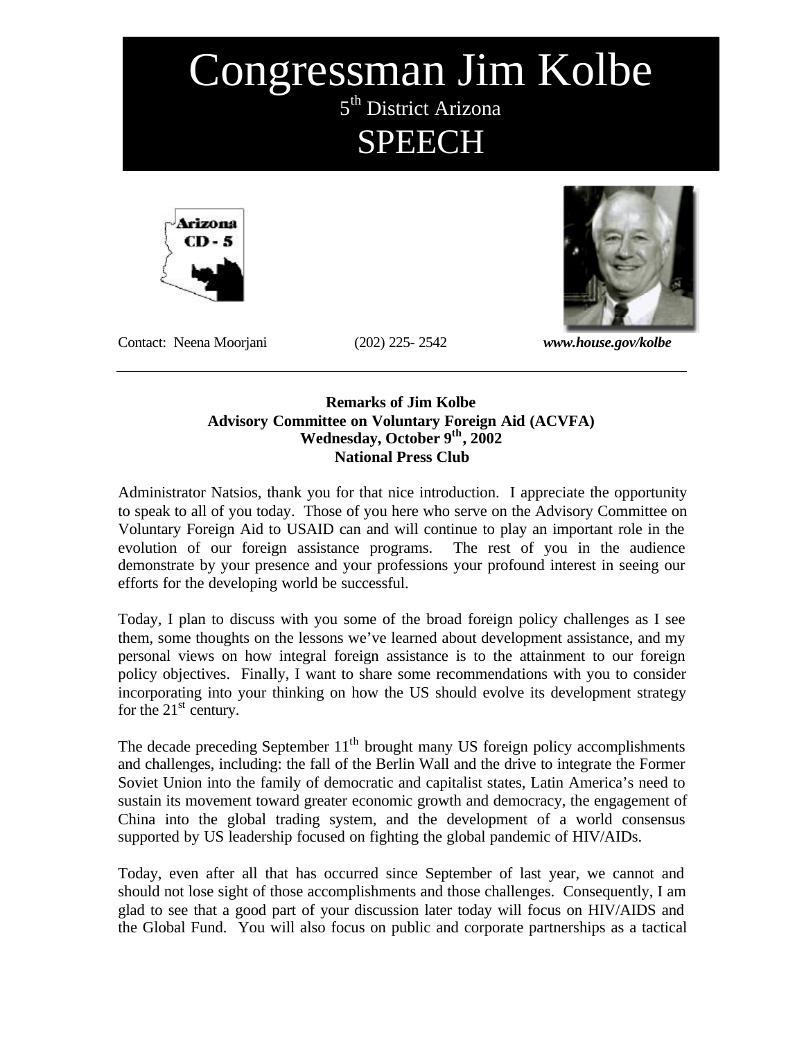# Congressman Jim Kolbe

5th District Arizona

# SPEECH

Contact: Neena Moorjani (202) 225- 2542 ***www.house.gov/kolbe***

---

**Remarks of Jim Kolbe**
**Advisory Committee on Voluntary Foreign Aid (ACVFA)**
**Wednesday, October 9th, 2002**
**National Press Club**

Administrator Natsios, thank you for that nice introduction. I appreciate the opportunity to speak to all of you today. Those of you here who serve on the Advisory Committee on Voluntary Foreign Aid to USAID can and will continue to play an important role in the evolution of our foreign assistance programs. The rest of you in the audience demonstrate by your presence and your professions your profound interest in seeing our efforts for the developing world be successful.

Today, I plan to discuss with you some of the broad foreign policy challenges as I see them, some thoughts on the lessons we've learned about development assistance, and my personal views on how integral foreign assistance is to the attainment to our foreign policy objectives. Finally, I want to share some recommendations with you to consider incorporating into your thinking on how the US should evolve its development strategy for the 21st century.

The decade preceding September 11th brought many US foreign policy accomplishments and challenges, including: the fall of the Berlin Wall and the drive to integrate the Former Soviet Union into the family of democratic and capitalist states, Latin America's need to sustain its movement toward greater economic growth and democracy, the engagement of China into the global trading system, and the development of a world consensus supported by US leadership focused on fighting the global pandemic of HIV/AIDs.

Today, even after all that has occurred since September of last year, we cannot and should not lose sight of those accomplishments and those challenges. Consequently, I am glad to see that a good part of your discussion later today will focus on HIV/AIDS and the Global Fund. You will also focus on public and corporate partnerships as a tactical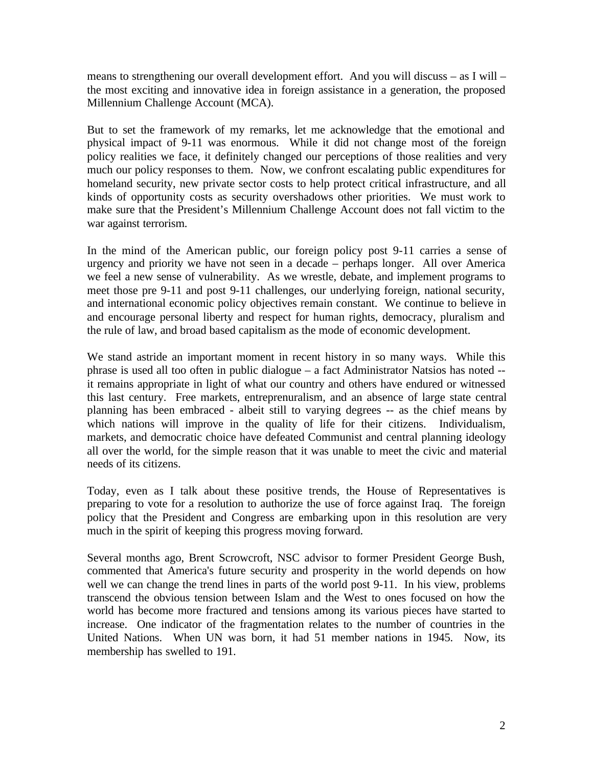means to strengthening our overall development effort. And you will discuss – as I will – the most exciting and innovative idea in foreign assistance in a generation, the proposed Millennium Challenge Account (MCA).

But to set the framework of my remarks, let me acknowledge that the emotional and physical impact of 9-11 was enormous. While it did not change most of the foreign policy realities we face, it definitely changed our perceptions of those realities and very much our policy responses to them. Now, we confront escalating public expenditures for homeland security, new private sector costs to help protect critical infrastructure, and all kinds of opportunity costs as security overshadows other priorities. We must work to make sure that the President's Millennium Challenge Account does not fall victim to the war against terrorism.

In the mind of the American public, our foreign policy post 9-11 carries a sense of urgency and priority we have not seen in a decade – perhaps longer. All over America we feel a new sense of vulnerability. As we wrestle, debate, and implement programs to meet those pre 9-11 and post 9-11 challenges, our underlying foreign, national security, and international economic policy objectives remain constant. We continue to believe in and encourage personal liberty and respect for human rights, democracy, pluralism and the rule of law, and broad based capitalism as the mode of economic development.

We stand astride an important moment in recent history in so many ways. While this phrase is used all too often in public dialogue – a fact Administrator Natsios has noted -- it remains appropriate in light of what our country and others have endured or witnessed this last century. Free markets, entreprenuralism, and an absence of large state central planning has been embraced - albeit still to varying degrees -- as the chief means by which nations will improve in the quality of life for their citizens. Individualism, markets, and democratic choice have defeated Communist and central planning ideology all over the world, for the simple reason that it was unable to meet the civic and material needs of its citizens.

Today, even as I talk about these positive trends, the House of Representatives is preparing to vote for a resolution to authorize the use of force against Iraq. The foreign policy that the President and Congress are embarking upon in this resolution are very much in the spirit of keeping this progress moving forward.

Several months ago, Brent Scrowcroft, NSC advisor to former President George Bush, commented that America's future security and prosperity in the world depends on how well we can change the trend lines in parts of the world post 9-11. In his view, problems transcend the obvious tension between Islam and the West to ones focused on how the world has become more fractured and tensions among its various pieces have started to increase. One indicator of the fragmentation relates to the number of countries in the United Nations. When UN was born, it had 51 member nations in 1945. Now, its membership has swelled to 191.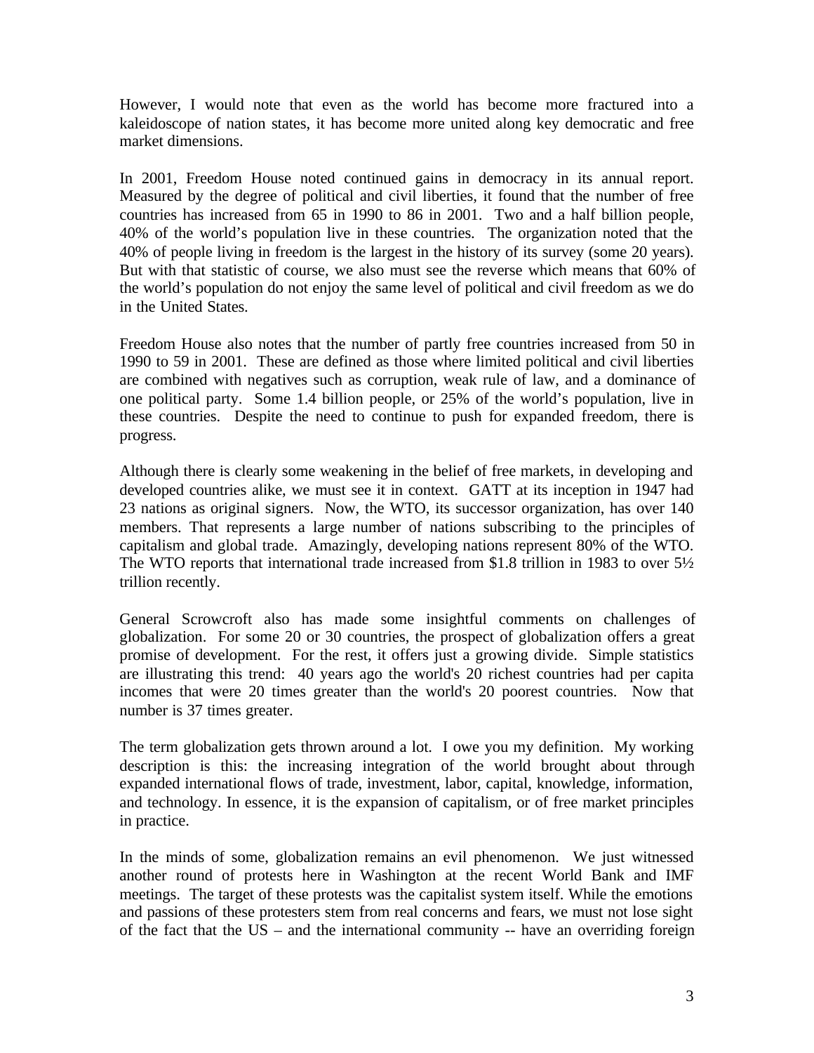However, I would note that even as the world has become more fractured into a kaleidoscope of nation states, it has become more united along key democratic and free market dimensions.

In 2001, Freedom House noted continued gains in democracy in its annual report. Measured by the degree of political and civil liberties, it found that the number of free countries has increased from 65 in 1990 to 86 in 2001. Two and a half billion people, 40% of the world's population live in these countries. The organization noted that the 40% of people living in freedom is the largest in the history of its survey (some 20 years). But with that statistic of course, we also must see the reverse which means that 60% of the world's population do not enjoy the same level of political and civil freedom as we do in the United States.

Freedom House also notes that the number of partly free countries increased from 50 in 1990 to 59 in 2001. These are defined as those where limited political and civil liberties are combined with negatives such as corruption, weak rule of law, and a dominance of one political party. Some 1.4 billion people, or 25% of the world's population, live in these countries. Despite the need to continue to push for expanded freedom, there is progress.

Although there is clearly some weakening in the belief of free markets, in developing and developed countries alike, we must see it in context. GATT at its inception in 1947 had 23 nations as original signers. Now, the WTO, its successor organization, has over 140 members. That represents a large number of nations subscribing to the principles of capitalism and global trade. Amazingly, developing nations represent 80% of the WTO. The WTO reports that international trade increased from $1.8 trillion in 1983 to over 5½ trillion recently.

General Scrowcroft also has made some insightful comments on challenges of globalization. For some 20 or 30 countries, the prospect of globalization offers a great promise of development. For the rest, it offers just a growing divide. Simple statistics are illustrating this trend: 40 years ago the world's 20 richest countries had per capita incomes that were 20 times greater than the world's 20 poorest countries. Now that number is 37 times greater.

The term globalization gets thrown around a lot. I owe you my definition. My working description is this: the increasing integration of the world brought about through expanded international flows of trade, investment, labor, capital, knowledge, information, and technology. In essence, it is the expansion of capitalism, or of free market principles in practice.

In the minds of some, globalization remains an evil phenomenon. We just witnessed another round of protests here in Washington at the recent World Bank and IMF meetings. The target of these protests was the capitalist system itself. While the emotions and passions of these protesters stem from real concerns and fears, we must not lose sight of the fact that the US – and the international community -- have an overriding foreign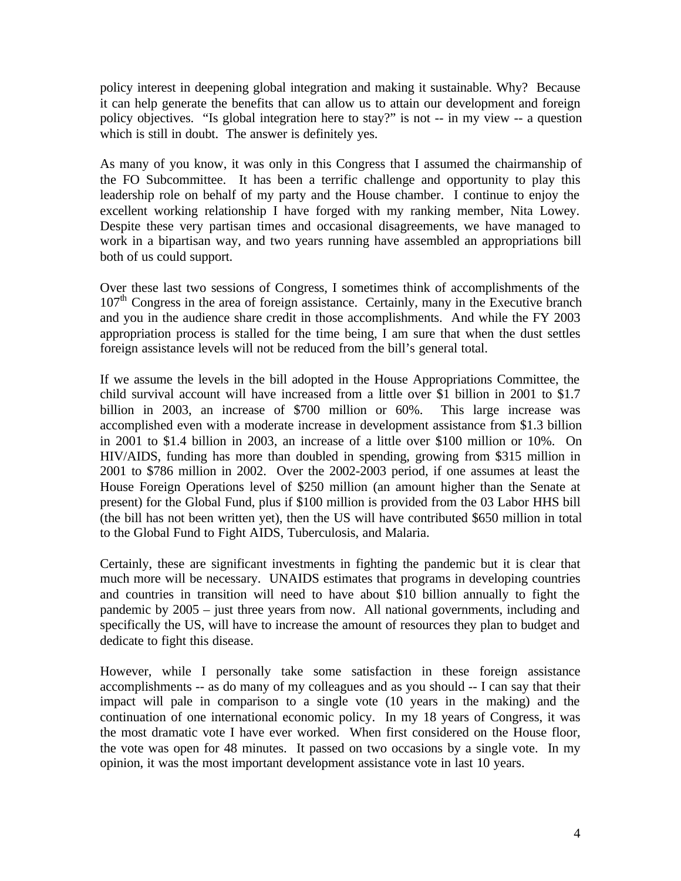policy interest in deepening global integration and making it sustainable. Why? Because it can help generate the benefits that can allow us to attain our development and foreign policy objectives. "Is global integration here to stay?" is not -- in my view -- a question which is still in doubt. The answer is definitely yes.

As many of you know, it was only in this Congress that I assumed the chairmanship of the FO Subcommittee. It has been a terrific challenge and opportunity to play this leadership role on behalf of my party and the House chamber. I continue to enjoy the excellent working relationship I have forged with my ranking member, Nita Lowey. Despite these very partisan times and occasional disagreements, we have managed to work in a bipartisan way, and two years running have assembled an appropriations bill both of us could support.

Over these last two sessions of Congress, I sometimes think of accomplishments of the 107th Congress in the area of foreign assistance. Certainly, many in the Executive branch and you in the audience share credit in those accomplishments. And while the FY 2003 appropriation process is stalled for the time being, I am sure that when the dust settles foreign assistance levels will not be reduced from the bill's general total.

If we assume the levels in the bill adopted in the House Appropriations Committee, the child survival account will have increased from a little over $1 billion in 2001 to $1.7 billion in 2003, an increase of $700 million or 60%. This large increase was accomplished even with a moderate increase in development assistance from $1.3 billion in 2001 to $1.4 billion in 2003, an increase of a little over $100 million or 10%. On HIV/AIDS, funding has more than doubled in spending, growing from $315 million in 2001 to $786 million in 2002. Over the 2002-2003 period, if one assumes at least the House Foreign Operations level of $250 million (an amount higher than the Senate at present) for the Global Fund, plus if $100 million is provided from the 03 Labor HHS bill (the bill has not been written yet), then the US will have contributed $650 million in total to the Global Fund to Fight AIDS, Tuberculosis, and Malaria.

Certainly, these are significant investments in fighting the pandemic but it is clear that much more will be necessary. UNAIDS estimates that programs in developing countries and countries in transition will need to have about $10 billion annually to fight the pandemic by 2005 – just three years from now. All national governments, including and specifically the US, will have to increase the amount of resources they plan to budget and dedicate to fight this disease.

However, while I personally take some satisfaction in these foreign assistance accomplishments -- as do many of my colleagues and as you should -- I can say that their impact will pale in comparison to a single vote (10 years in the making) and the continuation of one international economic policy. In my 18 years of Congress, it was the most dramatic vote I have ever worked. When first considered on the House floor, the vote was open for 48 minutes. It passed on two occasions by a single vote. In my opinion, it was the most important development assistance vote in last 10 years.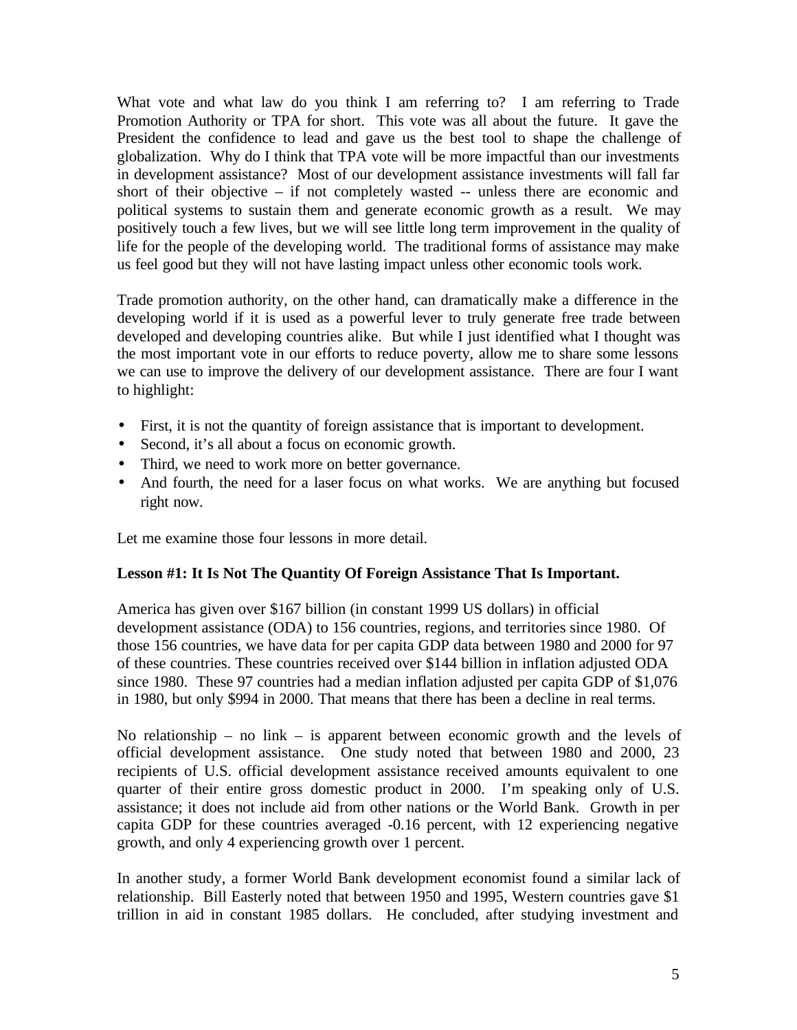What vote and what law do you think I am referring to? I am referring to Trade Promotion Authority or TPA for short. This vote was all about the future. It gave the President the confidence to lead and gave us the best tool to shape the challenge of globalization. Why do I think that TPA vote will be more impactful than our investments in development assistance? Most of our development assistance investments will fall far short of their objective – if not completely wasted -- unless there are economic and political systems to sustain them and generate economic growth as a result. We may positively touch a few lives, but we will see little long term improvement in the quality of life for the people of the developing world. The traditional forms of assistance may make us feel good but they will not have lasting impact unless other economic tools work.

Trade promotion authority, on the other hand, can dramatically make a difference in the developing world if it is used as a powerful lever to truly generate free trade between developed and developing countries alike. But while I just identified what I thought was the most important vote in our efforts to reduce poverty, allow me to share some lessons we can use to improve the delivery of our development assistance. There are four I want to highlight:

- First, it is not the quantity of foreign assistance that is important to development.
- Second, it's all about a focus on economic growth.
- Third, we need to work more on better governance.
- And fourth, the need for a laser focus on what works. We are anything but focused right now.

Let me examine those four lessons in more detail.

**Lesson #1: It Is Not The Quantity Of Foreign Assistance That Is Important.**

America has given over $167 billion (in constant 1999 US dollars) in official development assistance (ODA) to 156 countries, regions, and territories since 1980. Of those 156 countries, we have data for per capita GDP data between 1980 and 2000 for 97 of these countries. These countries received over $144 billion in inflation adjusted ODA since 1980. These 97 countries had a median inflation adjusted per capita GDP of $1,076 in 1980, but only $994 in 2000. That means that there has been a decline in real terms.

No relationship – no link – is apparent between economic growth and the levels of official development assistance. One study noted that between 1980 and 2000, 23 recipients of U.S. official development assistance received amounts equivalent to one quarter of their entire gross domestic product in 2000. I'm speaking only of U.S. assistance; it does not include aid from other nations or the World Bank. Growth in per capita GDP for these countries averaged -0.16 percent, with 12 experiencing negative growth, and only 4 experiencing growth over 1 percent.

In another study, a former World Bank development economist found a similar lack of relationship. Bill Easterly noted that between 1950 and 1995, Western countries gave $1 trillion in aid in constant 1985 dollars. He concluded, after studying investment and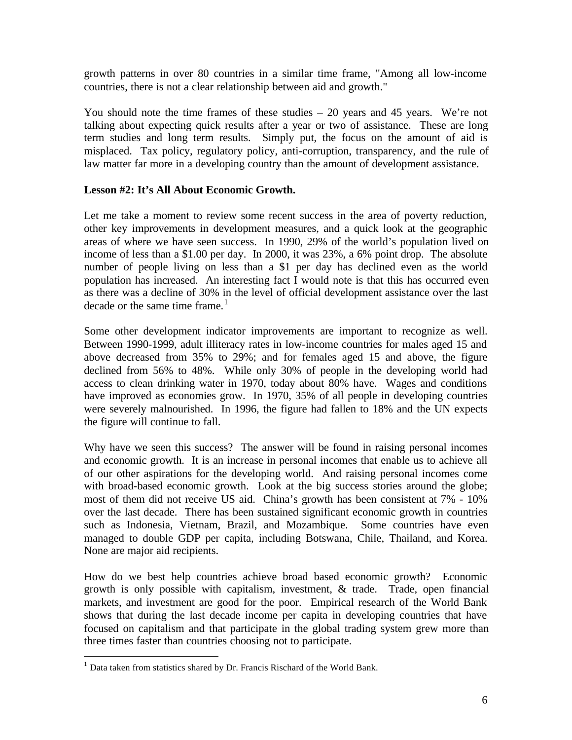growth patterns in over 80 countries in a similar time frame, "Among all low-income countries, there is not a clear relationship between aid and growth."

You should note the time frames of these studies – 20 years and 45 years. We're not talking about expecting quick results after a year or two of assistance. These are long term studies and long term results. Simply put, the focus on the amount of aid is misplaced. Tax policy, regulatory policy, anti-corruption, transparency, and the rule of law matter far more in a developing country than the amount of development assistance.

**Lesson #2: It's All About Economic Growth.**

Let me take a moment to review some recent success in the area of poverty reduction, other key improvements in development measures, and a quick look at the geographic areas of where we have seen success. In 1990, 29% of the world's population lived on income of less than a $1.00 per day. In 2000, it was 23%, a 6% point drop. The absolute number of people living on less than a $1 per day has declined even as the world population has increased. An interesting fact I would note is that this has occurred even as there was a decline of 30% in the level of official development assistance over the last decade or the same time frame.[1]

Some other development indicator improvements are important to recognize as well. Between 1990-1999, adult illiteracy rates in low-income countries for males aged 15 and above decreased from 35% to 29%; and for females aged 15 and above, the figure declined from 56% to 48%. While only 30% of people in the developing world had access to clean drinking water in 1970, today about 80% have. Wages and conditions have improved as economies grow. In 1970, 35% of all people in developing countries were severely malnourished. In 1996, the figure had fallen to 18% and the UN expects the figure will continue to fall.

Why have we seen this success? The answer will be found in raising personal incomes and economic growth. It is an increase in personal incomes that enable us to achieve all of our other aspirations for the developing world. And raising personal incomes come with broad-based economic growth. Look at the big success stories around the globe; most of them did not receive US aid. China's growth has been consistent at 7% - 10% over the last decade. There has been sustained significant economic growth in countries such as Indonesia, Vietnam, Brazil, and Mozambique. Some countries have even managed to double GDP per capita, including Botswana, Chile, Thailand, and Korea. None are major aid recipients.

How do we best help countries achieve broad based economic growth? Economic growth is only possible with capitalism, investment, & trade. Trade, open financial markets, and investment are good for the poor. Empirical research of the World Bank shows that during the last decade income per capita in developing countries that have focused on capitalism and that participate in the global trading system grew more than three times faster than countries choosing not to participate.

---

[1] Data taken from statistics shared by Dr. Francis Rischard of the World Bank.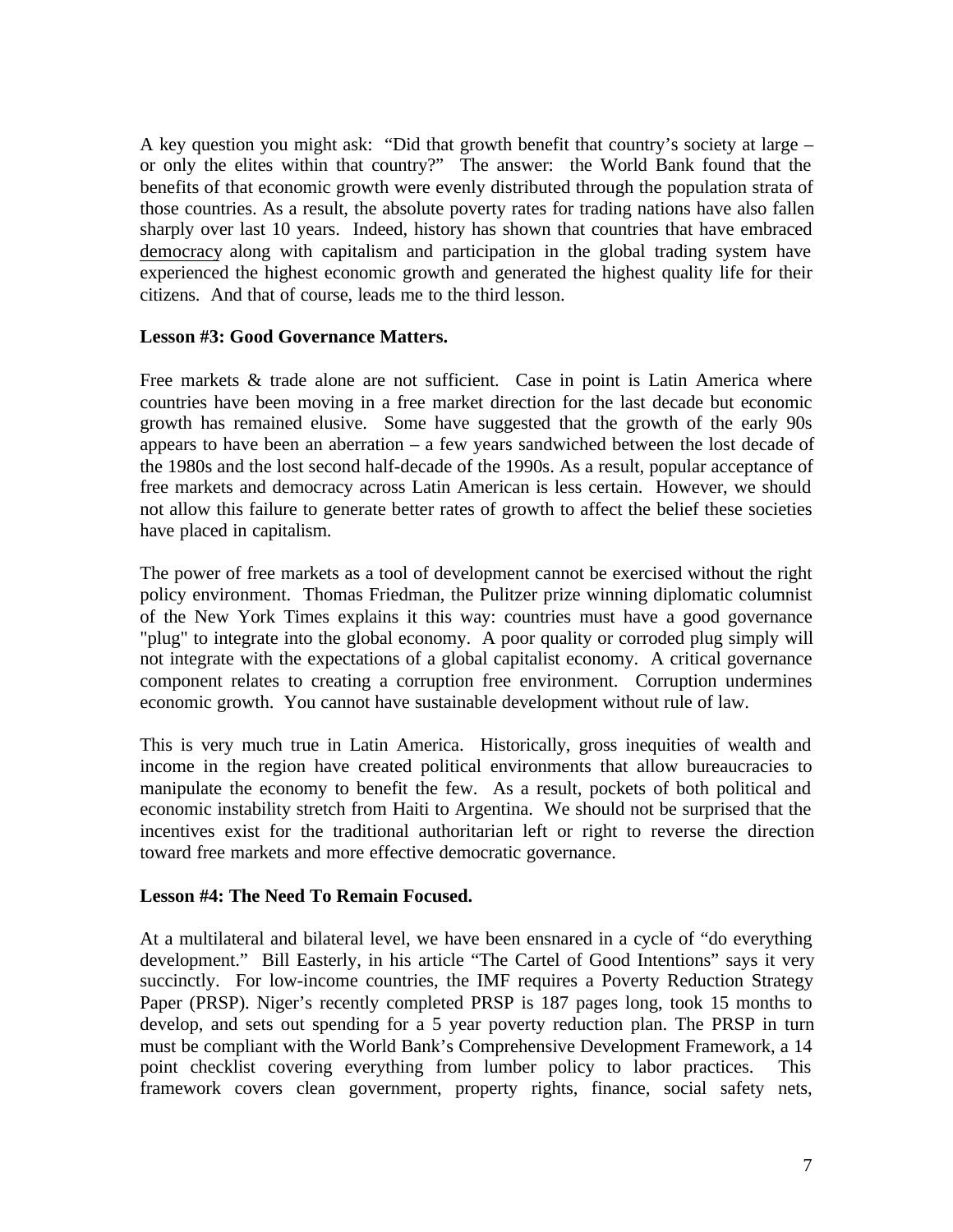A key question you might ask: "Did that growth benefit that country's society at large – or only the elites within that country?" The answer: the World Bank found that the benefits of that economic growth were evenly distributed through the population strata of those countries. As a result, the absolute poverty rates for trading nations have also fallen sharply over last 10 years. Indeed, history has shown that countries that have embraced <u>democracy</u> along with capitalism and participation in the global trading system have experienced the highest economic growth and generated the highest quality life for their citizens. And that of course, leads me to the third lesson.

**Lesson #3: Good Governance Matters.**

Free markets & trade alone are not sufficient. Case in point is Latin America where countries have been moving in a free market direction for the last decade but economic growth has remained elusive. Some have suggested that the growth of the early 90s appears to have been an aberration – a few years sandwiched between the lost decade of the 1980s and the lost second half-decade of the 1990s. As a result, popular acceptance of free markets and democracy across Latin American is less certain. However, we should not allow this failure to generate better rates of growth to affect the belief these societies have placed in capitalism.

The power of free markets as a tool of development cannot be exercised without the right policy environment. Thomas Friedman, the Pulitzer prize winning diplomatic columnist of the New York Times explains it this way: countries must have a good governance "plug" to integrate into the global economy. A poor quality or corroded plug simply will not integrate with the expectations of a global capitalist economy. A critical governance component relates to creating a corruption free environment. Corruption undermines economic growth. You cannot have sustainable development without rule of law.

This is very much true in Latin America. Historically, gross inequities of wealth and income in the region have created political environments that allow bureaucracies to manipulate the economy to benefit the few. As a result, pockets of both political and economic instability stretch from Haiti to Argentina. We should not be surprised that the incentives exist for the traditional authoritarian left or right to reverse the direction toward free markets and more effective democratic governance.

**Lesson #4: The Need To Remain Focused.**

At a multilateral and bilateral level, we have been ensnared in a cycle of "do everything development." Bill Easterly, in his article "The Cartel of Good Intentions" says it very succinctly. For low-income countries, the IMF requires a Poverty Reduction Strategy Paper (PRSP). Niger's recently completed PRSP is 187 pages long, took 15 months to develop, and sets out spending for a 5 year poverty reduction plan. The PRSP in turn must be compliant with the World Bank's Comprehensive Development Framework, a 14 point checklist covering everything from lumber policy to labor practices. This framework covers clean government, property rights, finance, social safety nets,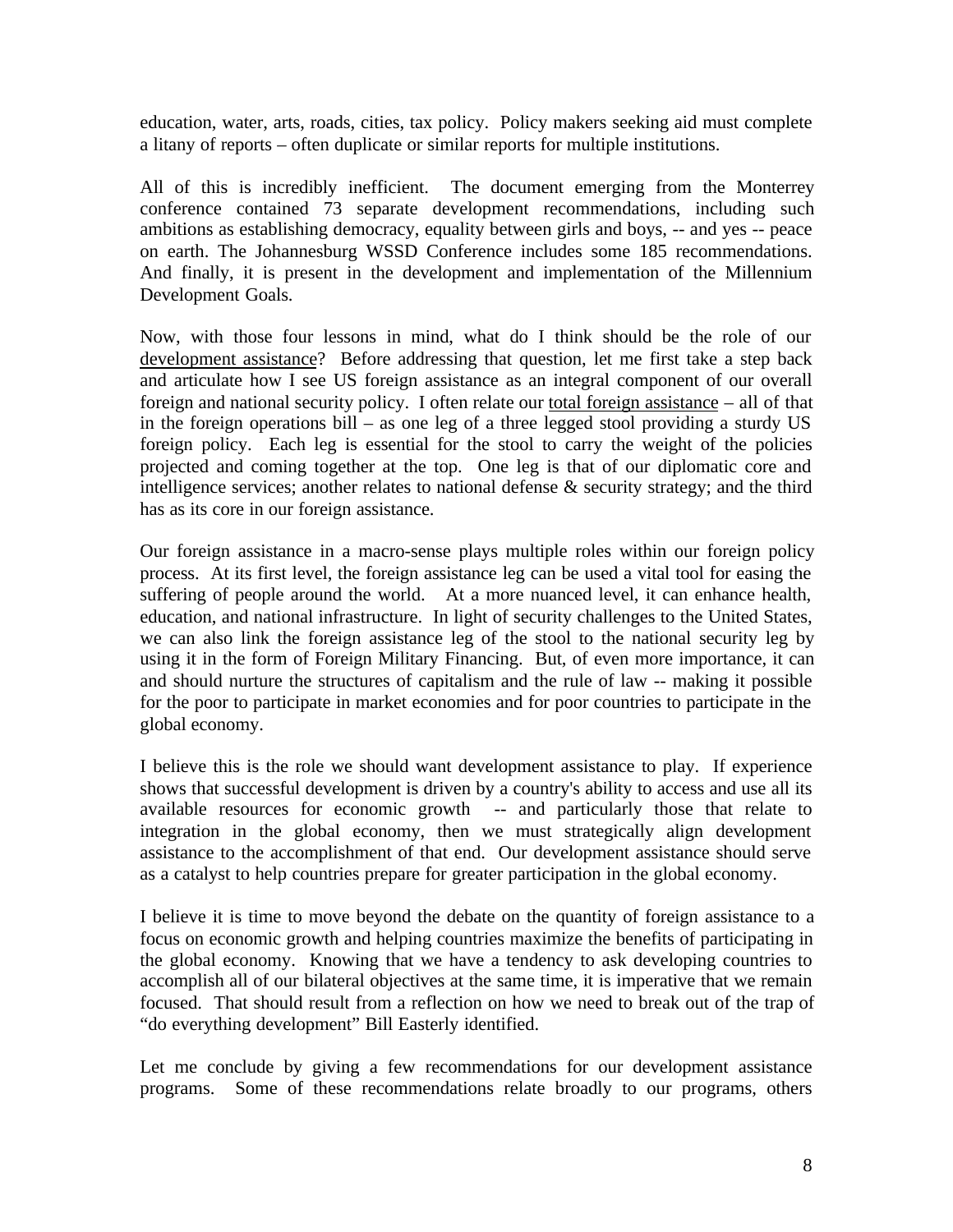education, water, arts, roads, cities, tax policy. Policy makers seeking aid must complete a litany of reports – often duplicate or similar reports for multiple institutions.

All of this is incredibly inefficient. The document emerging from the Monterrey conference contained 73 separate development recommendations, including such ambitions as establishing democracy, equality between girls and boys, -- and yes -- peace on earth. The Johannesburg WSSD Conference includes some 185 recommendations. And finally, it is present in the development and implementation of the Millennium Development Goals.

Now, with those four lessons in mind, what do I think should be the role of our development assistance? Before addressing that question, let me first take a step back and articulate how I see US foreign assistance as an integral component of our overall foreign and national security policy. I often relate our total foreign assistance – all of that in the foreign operations bill – as one leg of a three legged stool providing a sturdy US foreign policy. Each leg is essential for the stool to carry the weight of the policies projected and coming together at the top. One leg is that of our diplomatic core and intelligence services; another relates to national defense & security strategy; and the third has as its core in our foreign assistance.

Our foreign assistance in a macro-sense plays multiple roles within our foreign policy process. At its first level, the foreign assistance leg can be used a vital tool for easing the suffering of people around the world. At a more nuanced level, it can enhance health, education, and national infrastructure. In light of security challenges to the United States, we can also link the foreign assistance leg of the stool to the national security leg by using it in the form of Foreign Military Financing. But, of even more importance, it can and should nurture the structures of capitalism and the rule of law -- making it possible for the poor to participate in market economies and for poor countries to participate in the global economy.

I believe this is the role we should want development assistance to play. If experience shows that successful development is driven by a country's ability to access and use all its available resources for economic growth -- and particularly those that relate to integration in the global economy, then we must strategically align development assistance to the accomplishment of that end. Our development assistance should serve as a catalyst to help countries prepare for greater participation in the global economy.

I believe it is time to move beyond the debate on the quantity of foreign assistance to a focus on economic growth and helping countries maximize the benefits of participating in the global economy. Knowing that we have a tendency to ask developing countries to accomplish all of our bilateral objectives at the same time, it is imperative that we remain focused. That should result from a reflection on how we need to break out of the trap of "do everything development" Bill Easterly identified.

Let me conclude by giving a few recommendations for our development assistance programs. Some of these recommendations relate broadly to our programs, others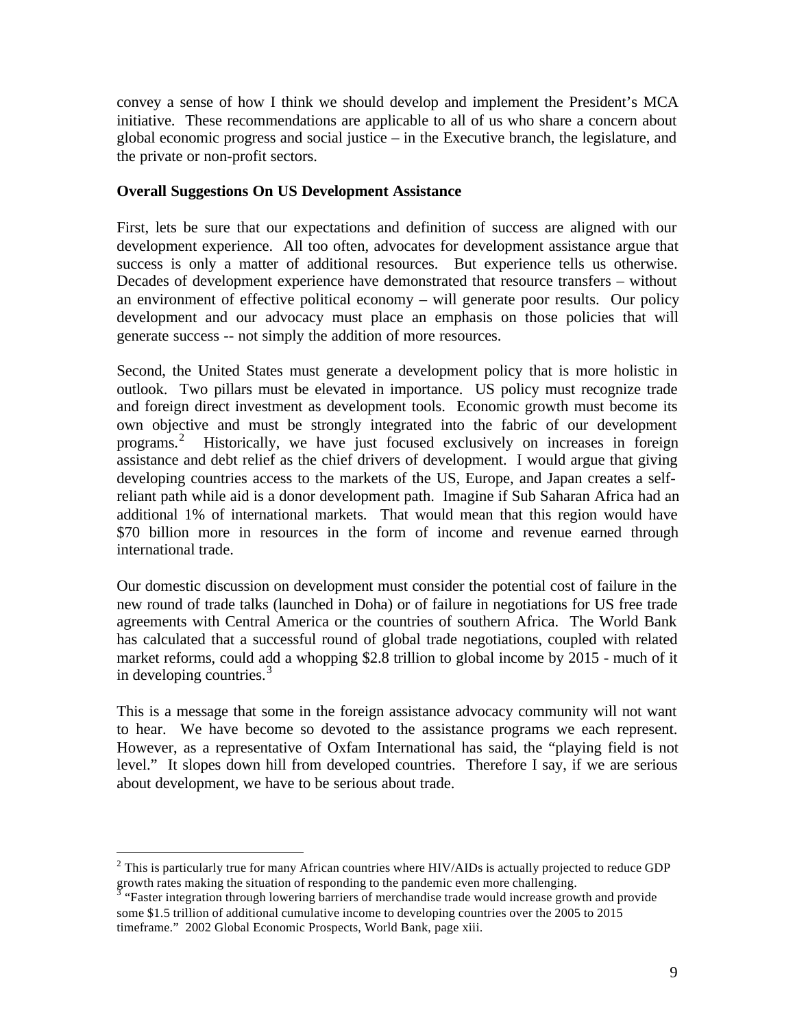convey a sense of how I think we should develop and implement the President's MCA initiative. These recommendations are applicable to all of us who share a concern about global economic progress and social justice – in the Executive branch, the legislature, and the private or non-profit sectors.

**Overall Suggestions On US Development Assistance**

First, lets be sure that our expectations and definition of success are aligned with our development experience. All too often, advocates for development assistance argue that success is only a matter of additional resources. But experience tells us otherwise. Decades of development experience have demonstrated that resource transfers – without an environment of effective political economy – will generate poor results. Our policy development and our advocacy must place an emphasis on those policies that will generate success -- not simply the addition of more resources.

Second, the United States must generate a development policy that is more holistic in outlook. Two pillars must be elevated in importance. US policy must recognize trade and foreign direct investment as development tools. Economic growth must become its own objective and must be strongly integrated into the fabric of our development programs.[2] Historically, we have just focused exclusively on increases in foreign assistance and debt relief as the chief drivers of development. I would argue that giving developing countries access to the markets of the US, Europe, and Japan creates a self-reliant path while aid is a donor development path. Imagine if Sub Saharan Africa had an additional 1% of international markets. That would mean that this region would have $70 billion more in resources in the form of income and revenue earned through international trade.

Our domestic discussion on development must consider the potential cost of failure in the new round of trade talks (launched in Doha) or of failure in negotiations for US free trade agreements with Central America or the countries of southern Africa. The World Bank has calculated that a successful round of global trade negotiations, coupled with related market reforms, could add a whopping $2.8 trillion to global income by 2015 - much of it in developing countries.[3]

This is a message that some in the foreign assistance advocacy community will not want to hear. We have become so devoted to the assistance programs we each represent. However, as a representative of Oxfam International has said, the "playing field is not level." It slopes down hill from developed countries. Therefore I say, if we are serious about development, we have to be serious about trade.

---

[2] This is particularly true for many African countries where HIV/AIDs is actually projected to reduce GDP growth rates making the situation of responding to the pandemic even more challenging.

[3] "Faster integration through lowering barriers of merchandise trade would increase growth and provide some $1.5 trillion of additional cumulative income to developing countries over the 2005 to 2015 timeframe." 2002 Global Economic Prospects, World Bank, page xiii.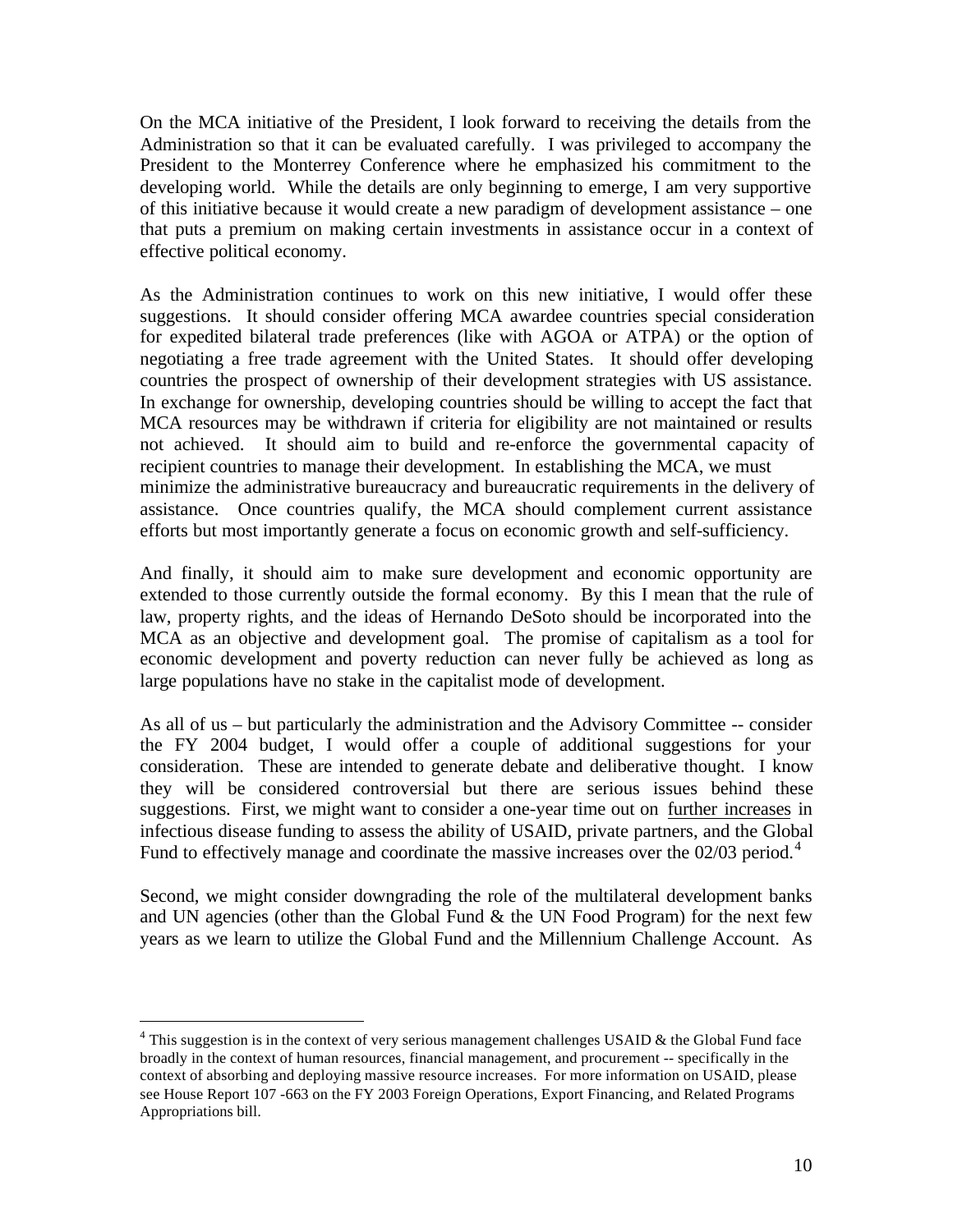On the MCA initiative of the President, I look forward to receiving the details from the Administration so that it can be evaluated carefully. I was privileged to accompany the President to the Monterrey Conference where he emphasized his commitment to the developing world. While the details are only beginning to emerge, I am very supportive of this initiative because it would create a new paradigm of development assistance – one that puts a premium on making certain investments in assistance occur in a context of effective political economy.

As the Administration continues to work on this new initiative, I would offer these suggestions. It should consider offering MCA awardee countries special consideration for expedited bilateral trade preferences (like with AGOA or ATPA) or the option of negotiating a free trade agreement with the United States. It should offer developing countries the prospect of ownership of their development strategies with US assistance. In exchange for ownership, developing countries should be willing to accept the fact that MCA resources may be withdrawn if criteria for eligibility are not maintained or results not achieved. It should aim to build and re-enforce the governmental capacity of recipient countries to manage their development. In establishing the MCA, we must minimize the administrative bureaucracy and bureaucratic requirements in the delivery of assistance. Once countries qualify, the MCA should complement current assistance efforts but most importantly generate a focus on economic growth and self-sufficiency.

And finally, it should aim to make sure development and economic opportunity are extended to those currently outside the formal economy. By this I mean that the rule of law, property rights, and the ideas of Hernando DeSoto should be incorporated into the MCA as an objective and development goal. The promise of capitalism as a tool for economic development and poverty reduction can never fully be achieved as long as large populations have no stake in the capitalist mode of development.

As all of us – but particularly the administration and the Advisory Committee -- consider the FY 2004 budget, I would offer a couple of additional suggestions for your consideration. These are intended to generate debate and deliberative thought. I know they will be considered controversial but there are serious issues behind these suggestions. First, we might want to consider a one-year time out on <u>further increases</u> in infectious disease funding to assess the ability of USAID, private partners, and the Global Fund to effectively manage and coordinate the massive increases over the 02/03 period.[4]

Second, we might consider downgrading the role of the multilateral development banks and UN agencies (other than the Global Fund & the UN Food Program) for the next few years as we learn to utilize the Global Fund and the Millennium Challenge Account. As

---

[4] This suggestion is in the context of very serious management challenges USAID & the Global Fund face broadly in the context of human resources, financial management, and procurement -- specifically in the context of absorbing and deploying massive resource increases. For more information on USAID, please see House Report 107 -663 on the FY 2003 Foreign Operations, Export Financing, and Related Programs Appropriations bill.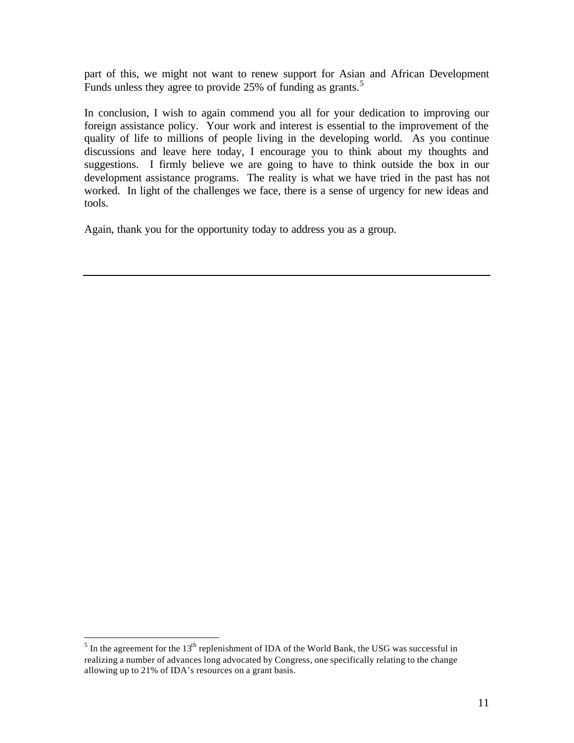part of this, we might not want to renew support for Asian and African Development Funds unless they agree to provide 25% of funding as grants.[5]

In conclusion, I wish to again commend you all for your dedication to improving our foreign assistance policy. Your work and interest is essential to the improvement of the quality of life to millions of people living in the developing world. As you continue discussions and leave here today, I encourage you to think about my thoughts and suggestions. I firmly believe we are going to have to think outside the box in our development assistance programs. The reality is what we have tried in the past has not worked. In light of the challenges we face, there is a sense of urgency for new ideas and tools.

Again, thank you for the opportunity today to address you as a group.

---

[5] In the agreement for the 13th replenishment of IDA of the World Bank, the USG was successful in realizing a number of advances long advocated by Congress, one specifically relating to the change allowing up to 21% of IDA's resources on a grant basis.